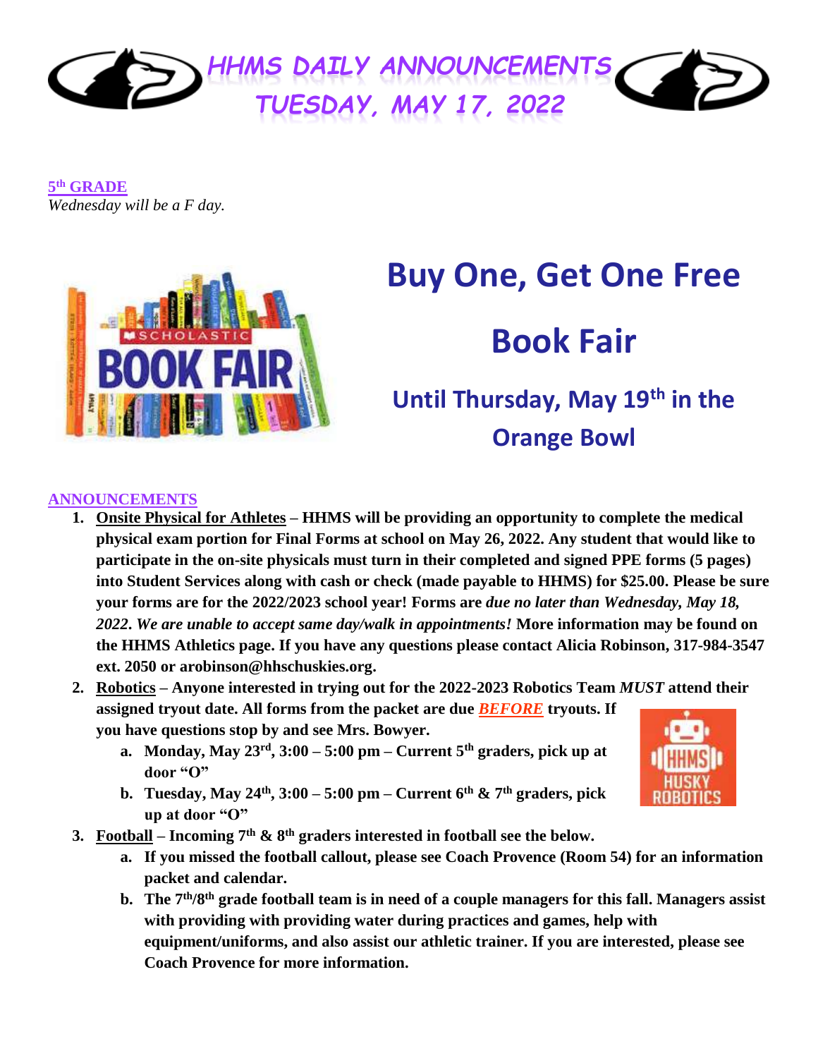# HHMS DAILY ANNOUNCEMENTS
# TUESDAY, MAY 17, 2022

**5th GRADE**

*Wednesday will be a F day.*

## Buy One, Get One Free

## Book Fair

### Until Thursday, May 19th in the Orange Bowl

**ANNOUNCEMENTS**

1. **Onsite Physical for Athletes – HHMS will be providing an opportunity to complete the medical physical exam portion for Final Forms at school on May 26, 2022. Any student that would like to participate in the on-site physicals must turn in their completed and signed PPE forms (5 pages) into Student Services along with cash or check (made payable to HHMS) for $25.00. Please be sure your forms are for the 2022/2023 school year! Forms are *due no later than Wednesday, May 18, 2022. We are unable to accept same day/walk in appointments!* More information may be found on the HHMS Athletics page. If you have any questions please contact Alicia Robinson, 317-984-3547 ext. 2050 or arobinson@hhschuskies.org.**
2. **Robotics – Anyone interested in trying out for the 2022-2023 Robotics Team *MUST* attend their assigned tryout date. All forms from the packet are due *BEFORE* tryouts. If you have questions stop by and see Mrs. Bowyer.**
   a. **Monday, May 23rd, 3:00 – 5:00 pm – Current 5th graders, pick up at door "O"**
   b. **Tuesday, May 24th, 3:00 – 5:00 pm – Current 6th & 7th graders, pick up at door "O"**
3. **Football – Incoming 7th & 8th graders interested in football see the below.**
   a. **If you missed the football callout, please see Coach Provence (Room 54) for an information packet and calendar.**
   b. **The 7th/8th grade football team is in need of a couple managers for this fall. Managers assist with providing with providing water during practices and games, help with equipment/uniforms, and also assist our athletic trainer. If you are interested, please see Coach Provence for more information.**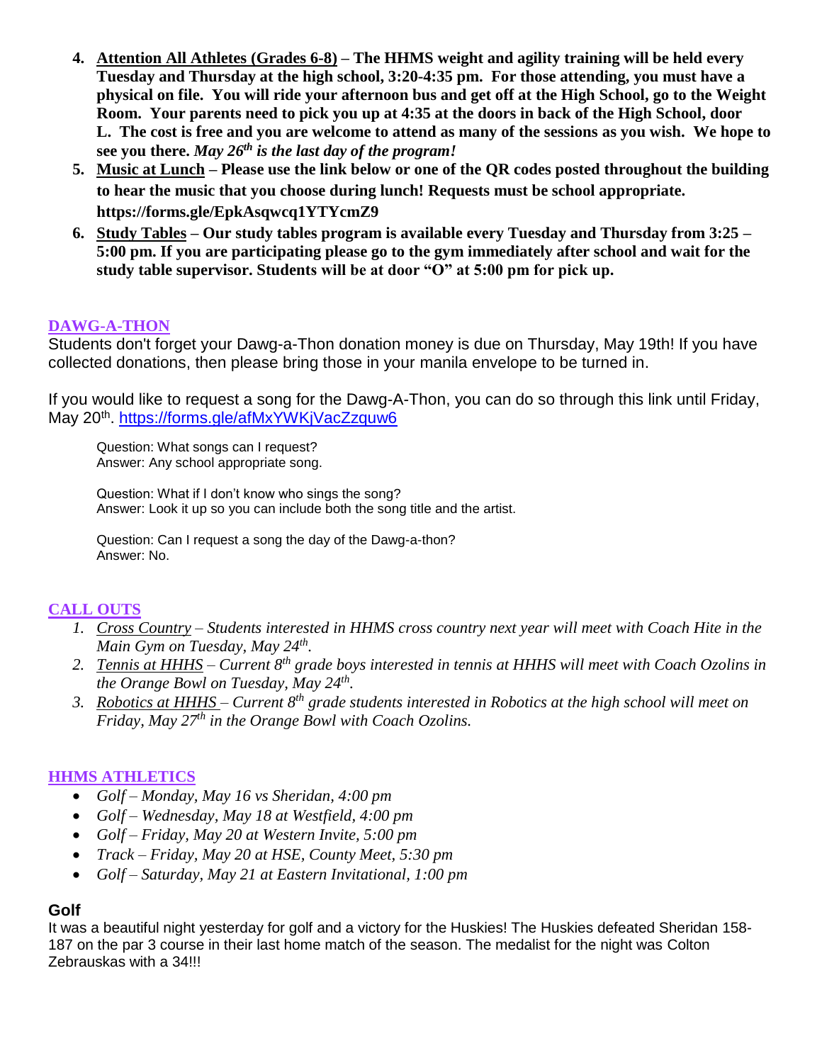4. **<u>Attention All Athletes (Grades 6-8)</u> – The HHMS weight and agility training will be held every Tuesday and Thursday at the high school, 3:20-4:35 pm. For those attending, you must have a physical on file. You will ride your afternoon bus and get off at the High School, go to the Weight Room. Your parents need to pick you up at 4:35 at the doors in back of the High School, door L. The cost is free and you are welcome to attend as many of the sessions as you wish. We hope to see you there. *May 26th is the last day of the program!***
5. **<u>Music at Lunch</u> – Please use the link below or one of the QR codes posted throughout the building to hear the music that you choose during lunch! Requests must be school appropriate. https://forms.gle/EpkAsqwcq1YTYcmZ9**
6. **<u>Study Tables</u> – Our study tables program is available every Tuesday and Thursday from 3:25 – 5:00 pm. If you are participating please go to the gym immediately after school and wait for the study table supervisor. Students will be at door "O" at 5:00 pm for pick up.**

## DAWG-A-THON

Students don't forget your Dawg-a-Thon donation money is due on Thursday, May 19th! If you have collected donations, then please bring those in your manila envelope to be turned in.

If you would like to request a song for the Dawg-A-Thon, you can do so through this link until Friday, May 20th. https://forms.gle/afMxYWKjVacZzquw6

> Question: What songs can I request?
> Answer: Any school appropriate song.
>
> Question: What if I don't know who sings the song?
> Answer: Look it up so you can include both the song title and the artist.
>
> Question: Can I request a song the day of the Dawg-a-thon?
> Answer: No.

## CALL OUTS

1. *<u>Cross Country</u> – Students interested in HHMS cross country next year will meet with Coach Hite in the Main Gym on Tuesday, May 24th.*
2. *<u>Tennis at HHHS</u> – Current 8th grade boys interested in tennis at HHHS will meet with Coach Ozolins in the Orange Bowl on Tuesday, May 24th.*
3. *<u>Robotics at HHHS</u> – Current 8th grade students interested in Robotics at the high school will meet on Friday, May 27th in the Orange Bowl with Coach Ozolins.*

## HHMS ATHLETICS

- *Golf – Monday, May 16 vs Sheridan, 4:00 pm*
- *Golf – Wednesday, May 18 at Westfield, 4:00 pm*
- *Golf – Friday, May 20 at Western Invite, 5:00 pm*
- *Track – Friday, May 20 at HSE, County Meet, 5:30 pm*
- *Golf – Saturday, May 21 at Eastern Invitational, 1:00 pm*

### Golf

It was a beautiful night yesterday for golf and a victory for the Huskies! The Huskies defeated Sheridan 158-187 on the par 3 course in their last home match of the season. The medalist for the night was Colton Zebrauskas with a 34!!!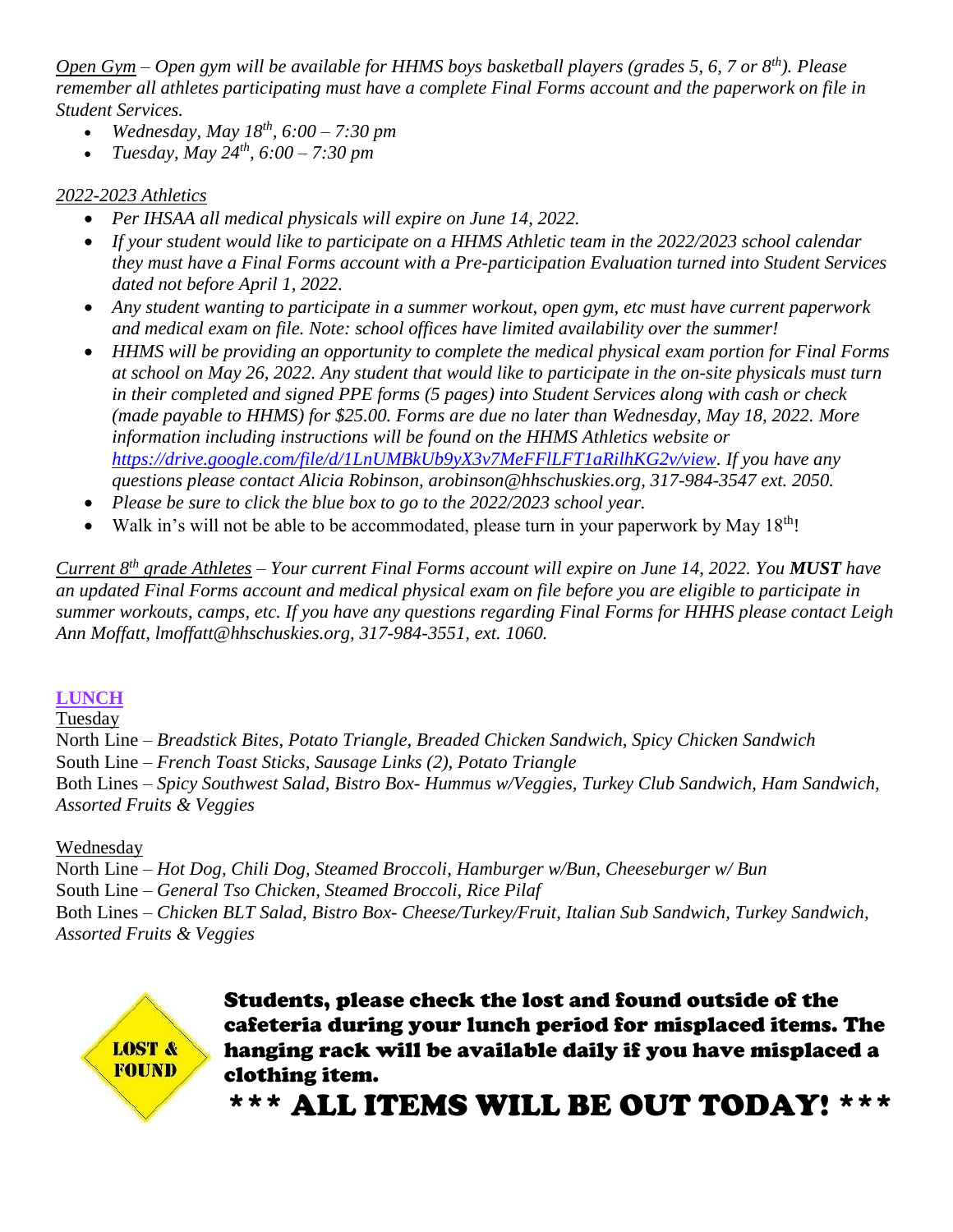*<u>Open Gym</u> – Open gym will be available for HHMS boys basketball players (grades 5, 6, 7 or 8th). Please remember all athletes participating must have a complete Final Forms account and the paperwork on file in Student Services.*

- *Wednesday, May 18th, 6:00 – 7:30 pm*
- *Tuesday, May 24th, 6:00 – 7:30 pm*

*<u>2022-2023 Athletics</u>*

- *Per IHSAA all medical physicals will expire on June 14, 2022.*
- *If your student would like to participate on a HHMS Athletic team in the 2022/2023 school calendar they must have a Final Forms account with a Pre-participation Evaluation turned into Student Services dated not before April 1, 2022.*
- *Any student wanting to participate in a summer workout, open gym, etc must have current paperwork and medical exam on file. Note: school offices have limited availability over the summer!*
- *HHMS will be providing an opportunity to complete the medical physical exam portion for Final Forms at school on May 26, 2022. Any student that would like to participate in the on-site physicals must turn in their completed and signed PPE forms (5 pages) into Student Services along with cash or check (made payable to HHMS) for $25.00. Forms are due no later than Wednesday, May 18, 2022. More information including instructions will be found on the HHMS Athletics website or [https://drive.google.com/file/d/1LnUMBkUb9yX3v7MeFFlLFT1aRilhKG2v/view](https://drive.google.com/file/d/1LnUMBkUb9yX3v7MeFFlLFT1aRilhKG2v/view). If you have any questions please contact Alicia Robinson, arobinson@hhschuskies.org, 317-984-3547 ext. 2050.*
- *Please be sure to click the blue box to go to the 2022/2023 school year.*
- Walk in's will not be able to be accommodated, please turn in your paperwork by May 18th!

*<u>Current 8th grade Athletes</u> – Your current Final Forms account will expire on June 14, 2022. You **MUST** have an updated Final Forms account and medical physical exam on file before you are eligible to participate in summer workouts, camps, etc. If you have any questions regarding Final Forms for HHHS please contact Leigh Ann Moffatt, lmoffatt@hhschuskies.org, 317-984-3551, ext. 1060.*

## LUNCH

<u>Tuesday</u>

North Line – *Breadstick Bites, Potato Triangle, Breaded Chicken Sandwich, Spicy Chicken Sandwich*
South Line – *French Toast Sticks, Sausage Links (2), Potato Triangle*
Both Lines – *Spicy Southwest Salad, Bistro Box- Hummus w/Veggies, Turkey Club Sandwich, Ham Sandwich, Assorted Fruits & Veggies*

<u>Wednesday</u>

North Line – *Hot Dog, Chili Dog, Steamed Broccoli, Hamburger w/Bun, Cheeseburger w/ Bun*
South Line – *General Tso Chicken, Steamed Broccoli, Rice Pilaf*
Both Lines – *Chicken BLT Salad, Bistro Box- Cheese/Turkey/Fruit, Italian Sub Sandwich, Turkey Sandwich, Assorted Fruits & Veggies*

LOST & FOUND

**Students, please check the lost and found outside of the cafeteria during your lunch period for misplaced items. The hanging rack will be available daily if you have misplaced a clothing item.**

**\*\*\* ALL ITEMS WILL BE OUT TODAY! \*\*\***